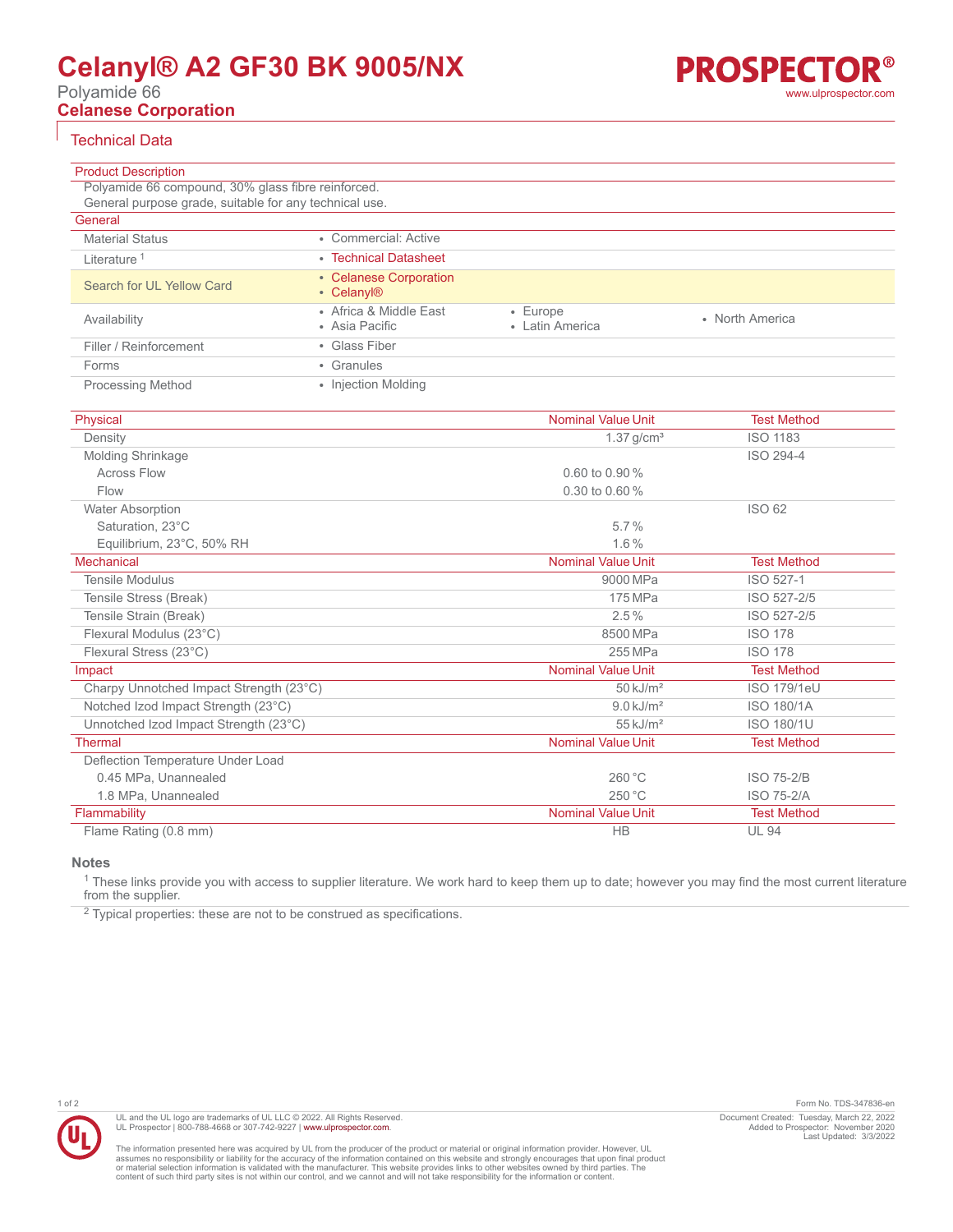# Celanyl® A2 GF30 BK 9005/NX

Polyamide 66

**Celanese Corporation**

## Technical Data

### Product Description

Polyamide 66 compound, 30% glass fibre reinforced.
General purpose grade, suitable for any technical use.

### General

| | |
|---|---|
| Material Status | • Commercial: Active |
| Literature [1] | • Technical Datasheet |
| Search for UL Yellow Card | • Celanese Corporation<br>• Celanyl® |
| Availability | • Africa & Middle East<br>• Asia Pacific<br>• Europe<br>• Latin America<br>• North America |
| Filler / Reinforcement | • Glass Fiber |
| Forms | • Granules |
| Processing Method | • Injection Molding |

| Physical | Nominal Value Unit | Test Method |
|---|---|---|
| Density | 1.37 g/cm³ | ISO 1183 |
| Molding Shrinkage | | ISO 294-4 |
| Across Flow | 0.60 to 0.90 % | |
| Flow | 0.30 to 0.60 % | |
| Water Absorption | | ISO 62 |
| Saturation, 23°C | 5.7 % | |
| Equilibrium, 23°C, 50% RH | 1.6 % | |

| Mechanical | Nominal Value Unit | Test Method |
|---|---|---|
| Tensile Modulus | 9000 MPa | ISO 527-1 |
| Tensile Stress (Break) | 175 MPa | ISO 527-2/5 |
| Tensile Strain (Break) | 2.5 % | ISO 527-2/5 |
| Flexural Modulus (23°C) | 8500 MPa | ISO 178 |
| Flexural Stress (23°C) | 255 MPa | ISO 178 |

| Impact | Nominal Value Unit | Test Method |
|---|---|---|
| Charpy Unnotched Impact Strength (23°C) | 50 kJ/m² | ISO 179/1eU |
| Notched Izod Impact Strength (23°C) | 9.0 kJ/m² | ISO 180/1A |
| Unnotched Izod Impact Strength (23°C) | 55 kJ/m² | ISO 180/1U |

| Thermal | Nominal Value Unit | Test Method |
|---|---|---|
| Deflection Temperature Under Load | | |
| 0.45 MPa, Unannealed | 260 °C | ISO 75-2/B |
| 1.8 MPa, Unannealed | 250 °C | ISO 75-2/A |

| Flammability | Nominal Value Unit | Test Method |
|---|---|---|
| Flame Rating (0.8 mm) | HB | UL 94 |

### Notes

[1] These links provide you with access to supplier literature. We work hard to keep them up to date; however you may find the most current literature from the supplier.

[2] Typical properties: these are not to be construed as specifications.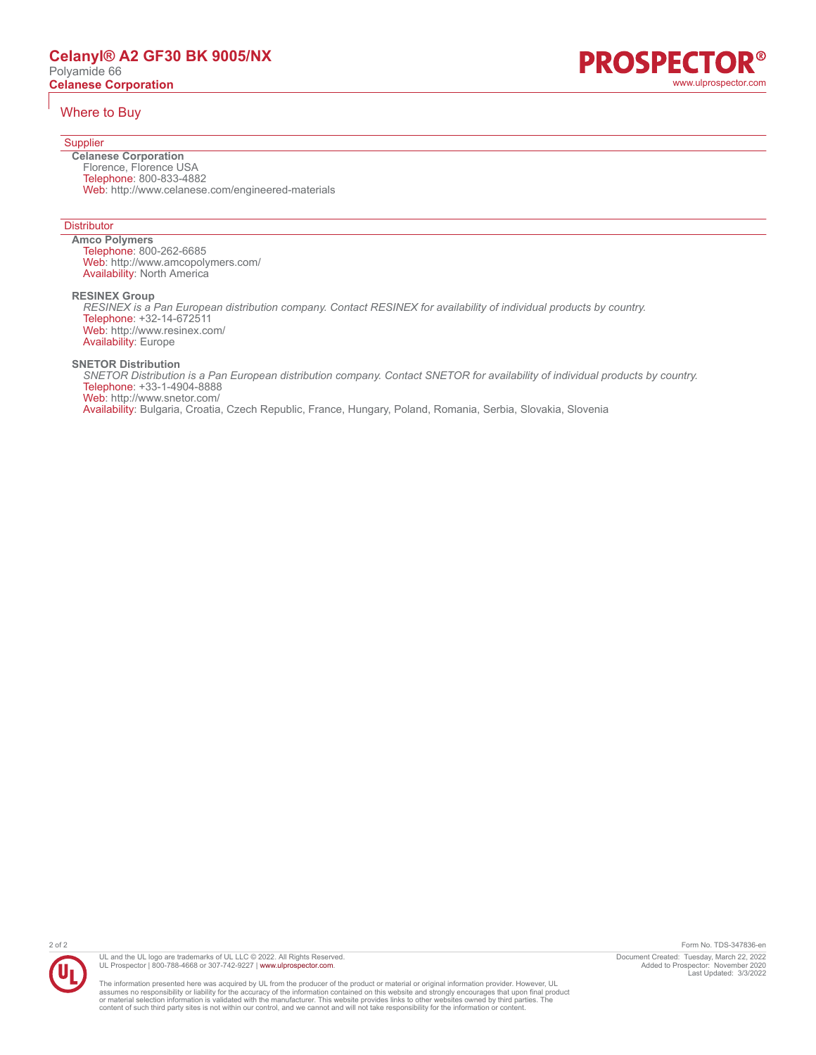## Where to Buy

### Supplier

**Celanese Corporation**
Florence, Florence USA
Telephone: 800-833-4882
Web: http://www.celanese.com/engineered-materials

### Distributor

**Amco Polymers**
Telephone: 800-262-6685
Web: http://www.amcopolymers.com/
Availability: North America

**RESINEX Group**
*RESINEX is a Pan European distribution company. Contact RESINEX for availability of individual products by country.*
Telephone: +32-14-672511
Web: http://www.resinex.com/
Availability: Europe

**SNETOR Distribution**
*SNETOR Distribution is a Pan European distribution company. Contact SNETOR for availability of individual products by country.*
Telephone: +33-1-4904-8888
Web: http://www.snetor.com/
Availability: Bulgaria, Croatia, Czech Republic, France, Hungary, Poland, Romania, Serbia, Slovakia, Slovenia

Form No. TDS-347836-en
Document Created: Tuesday, March 22, 2022
Added to Prospector: November 2020
Last Updated: 3/3/2022

UL and the UL logo are trademarks of UL LLC © 2022. All Rights Reserved.
UL Prospector | 800-788-4668 or 307-742-9227 | www.ulprospector.com.

The information presented here was acquired by UL from the producer of the product or material or original information provider. However, UL assumes no responsibility or liability for the accuracy of the information contained on this website and strongly encourages that upon final product or material selection information is validated with the manufacturer. This website provides links to other websites owned by third parties. The content of such third party sites is not within our control, and we cannot and will not take responsibility for the information or content.